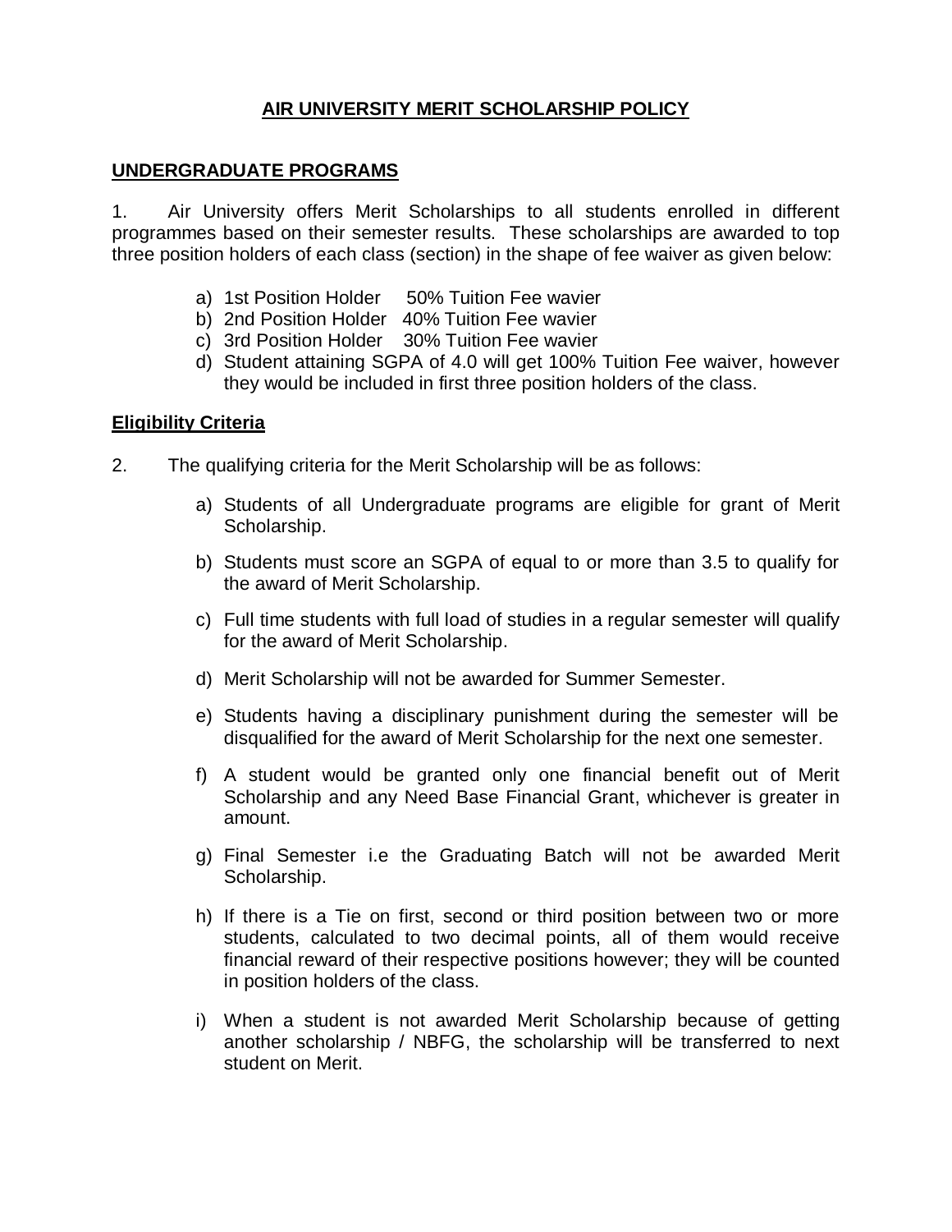# AIR UNIVERSITY MERIT SCHOLARSHIP POLICY

## UNDERGRADUATE PROGRAMS

1. Air University offers Merit Scholarships to all students enrolled in different programmes based on their semester results. These scholarships are awarded to top three position holders of each class (section) in the shape of fee waiver as given below:

   a) 1st Position Holder 50% Tuition Fee wavier
   b) 2nd Position Holder 40% Tuition Fee wavier
   c) 3rd Position Holder 30% Tuition Fee wavier
   d) Student attaining SGPA of 4.0 will get 100% Tuition Fee waiver, however they would be included in first three position holders of the class.

## Eligibility Criteria

2. The qualifying criteria for the Merit Scholarship will be as follows:

   a) Students of all Undergraduate programs are eligible for grant of Merit Scholarship.

   b) Students must score an SGPA of equal to or more than 3.5 to qualify for the award of Merit Scholarship.

   c) Full time students with full load of studies in a regular semester will qualify for the award of Merit Scholarship.

   d) Merit Scholarship will not be awarded for Summer Semester.

   e) Students having a disciplinary punishment during the semester will be disqualified for the award of Merit Scholarship for the next one semester.

   f) A student would be granted only one financial benefit out of Merit Scholarship and any Need Base Financial Grant, whichever is greater in amount.

   g) Final Semester i.e the Graduating Batch will not be awarded Merit Scholarship.

   h) If there is a Tie on first, second or third position between two or more students, calculated to two decimal points, all of them would receive financial reward of their respective positions however; they will be counted in position holders of the class.

   i) When a student is not awarded Merit Scholarship because of getting another scholarship / NBFG, the scholarship will be transferred to next student on Merit.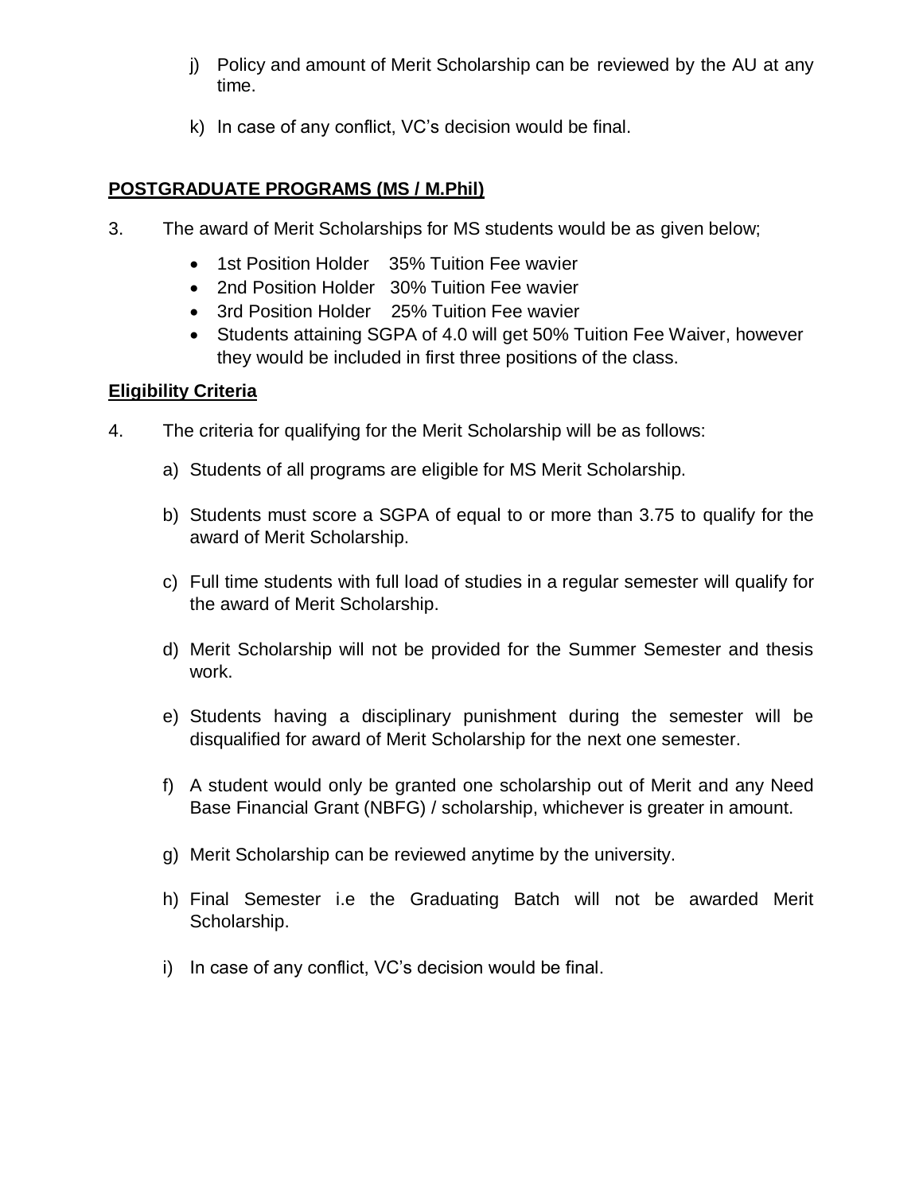j) Policy and amount of Merit Scholarship can be reviewed by the AU at any time.

k) In case of any conflict, VC's decision would be final.

## **POSTGRADUATE PROGRAMS (MS / M.Phil)**

3. The award of Merit Scholarships for MS students would be as given below;

   - 1st Position Holder 35% Tuition Fee wavier
   - 2nd Position Holder 30% Tuition Fee wavier
   - 3rd Position Holder 25% Tuition Fee wavier
   - Students attaining SGPA of 4.0 will get 50% Tuition Fee Waiver, however they would be included in first three positions of the class.

### **Eligibility Criteria**

4. The criteria for qualifying for the Merit Scholarship will be as follows:

   a) Students of all programs are eligible for MS Merit Scholarship.

   b) Students must score a SGPA of equal to or more than 3.75 to qualify for the award of Merit Scholarship.

   c) Full time students with full load of studies in a regular semester will qualify for the award of Merit Scholarship.

   d) Merit Scholarship will not be provided for the Summer Semester and thesis work.

   e) Students having a disciplinary punishment during the semester will be disqualified for award of Merit Scholarship for the next one semester.

   f) A student would only be granted one scholarship out of Merit and any Need Base Financial Grant (NBFG) / scholarship, whichever is greater in amount.

   g) Merit Scholarship can be reviewed anytime by the university.

   h) Final Semester i.e the Graduating Batch will not be awarded Merit Scholarship.

   i) In case of any conflict, VC's decision would be final.